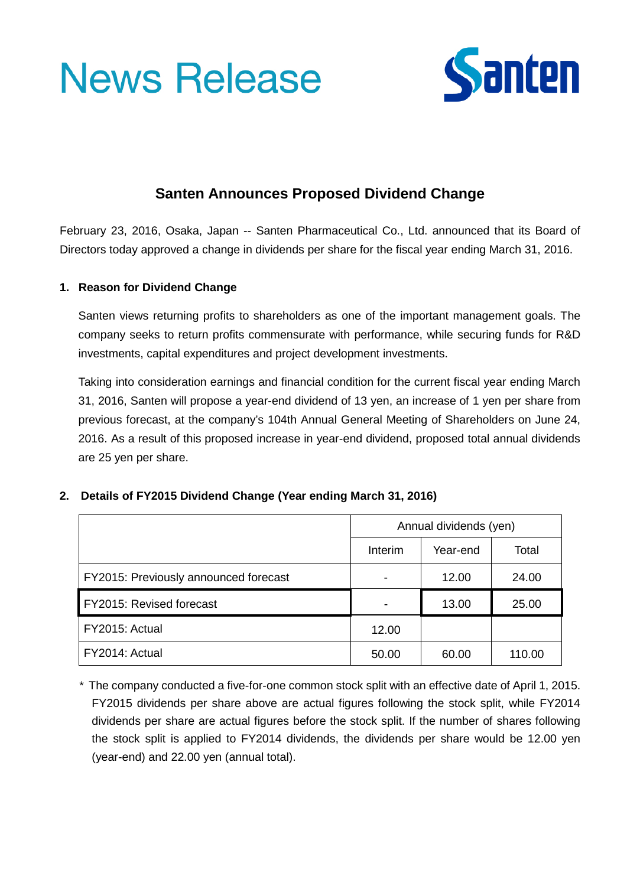# News Release

Santen

## Santen Announces Proposed Dividend Change

February 23, 2016, Osaka, Japan -- Santen Pharmaceutical Co., Ltd. announced that its Board of Directors today approved a change in dividends per share for the fiscal year ending March 31, 2016.

### 1. Reason for Dividend Change

Santen views returning profits to shareholders as one of the important management goals. The company seeks to return profits commensurate with performance, while securing funds for R&D investments, capital expenditures and project development investments.

Taking into consideration earnings and financial condition for the current fiscal year ending March 31, 2016, Santen will propose a year-end dividend of 13 yen, an increase of 1 yen per share from previous forecast, at the company's 104th Annual General Meeting of Shareholders on June 24, 2016. As a result of this proposed increase in year-end dividend, proposed total annual dividends are 25 yen per share.

### 2. Details of FY2015 Dividend Change (Year ending March 31, 2016)

| | Annual dividends (yen) | | |
|---|---|---|---|
| | Interim | Year-end | Total |
| FY2015: Previously announced forecast | - | 12.00 | 24.00 |
| FY2015: Revised forecast | - | 13.00 | 25.00 |
| FY2015: Actual | 12.00 | | |
| FY2014: Actual | 50.00 | 60.00 | 110.00 |

\* The company conducted a five-for-one common stock split with an effective date of April 1, 2015. FY2015 dividends per share above are actual figures following the stock split, while FY2014 dividends per share are actual figures before the stock split. If the number of shares following the stock split is applied to FY2014 dividends, the dividends per share would be 12.00 yen (year-end) and 22.00 yen (annual total).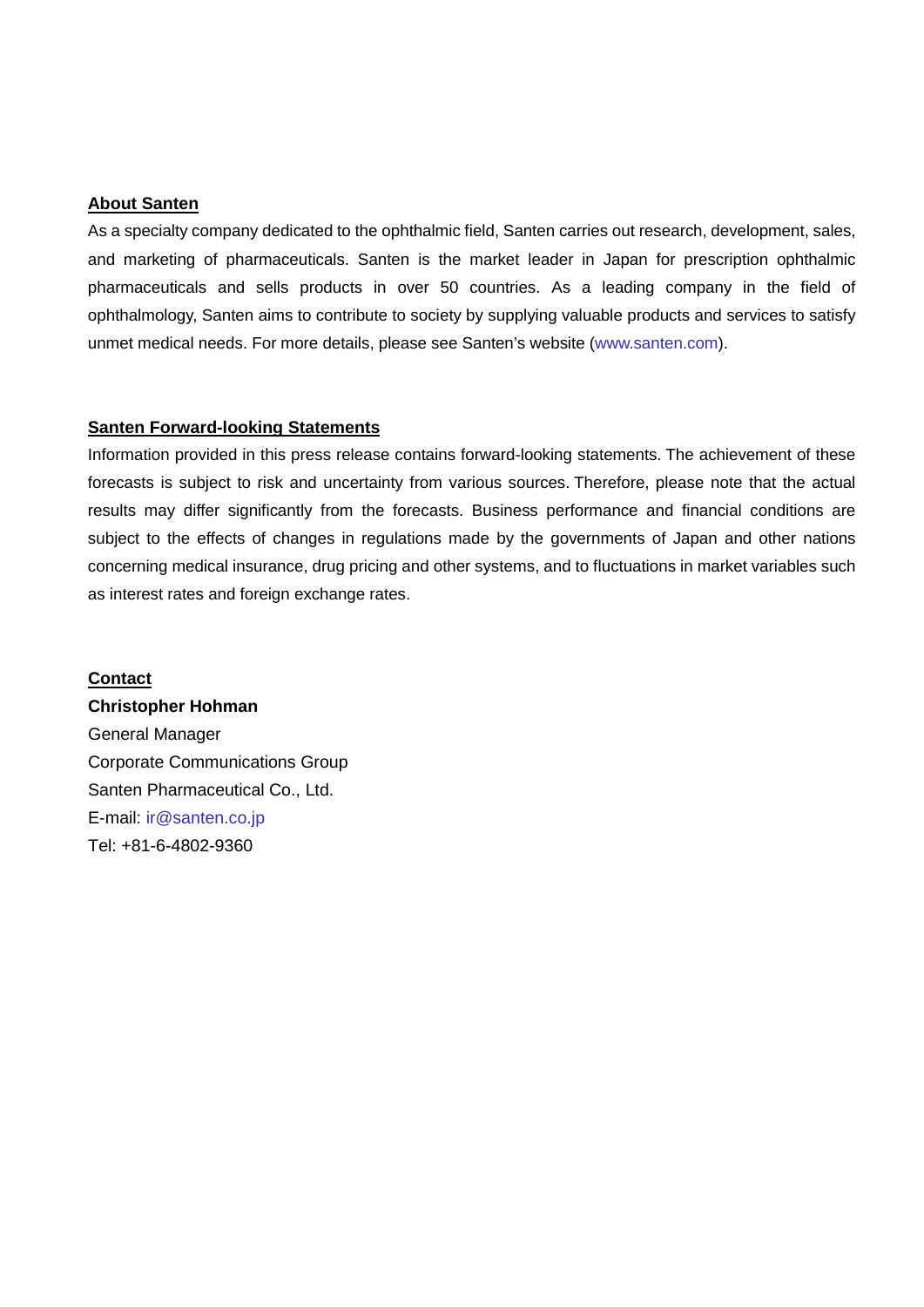## About Santen

As a specialty company dedicated to the ophthalmic field, Santen carries out research, development, sales, and marketing of pharmaceuticals. Santen is the market leader in Japan for prescription ophthalmic pharmaceuticals and sells products in over 50 countries. As a leading company in the field of ophthalmology, Santen aims to contribute to society by supplying valuable products and services to satisfy unmet medical needs. For more details, please see Santen's website (www.santen.com).

## Santen Forward-looking Statements

Information provided in this press release contains forward-looking statements. The achievement of these forecasts is subject to risk and uncertainty from various sources. Therefore, please note that the actual results may differ significantly from the forecasts. Business performance and financial conditions are subject to the effects of changes in regulations made by the governments of Japan and other nations concerning medical insurance, drug pricing and other systems, and to fluctuations in market variables such as interest rates and foreign exchange rates.

## Contact

**Christopher Hohman**  
General Manager  
Corporate Communications Group  
Santen Pharmaceutical Co., Ltd.  
E-mail: ir@santen.co.jp  
Tel: +81-6-4802-9360